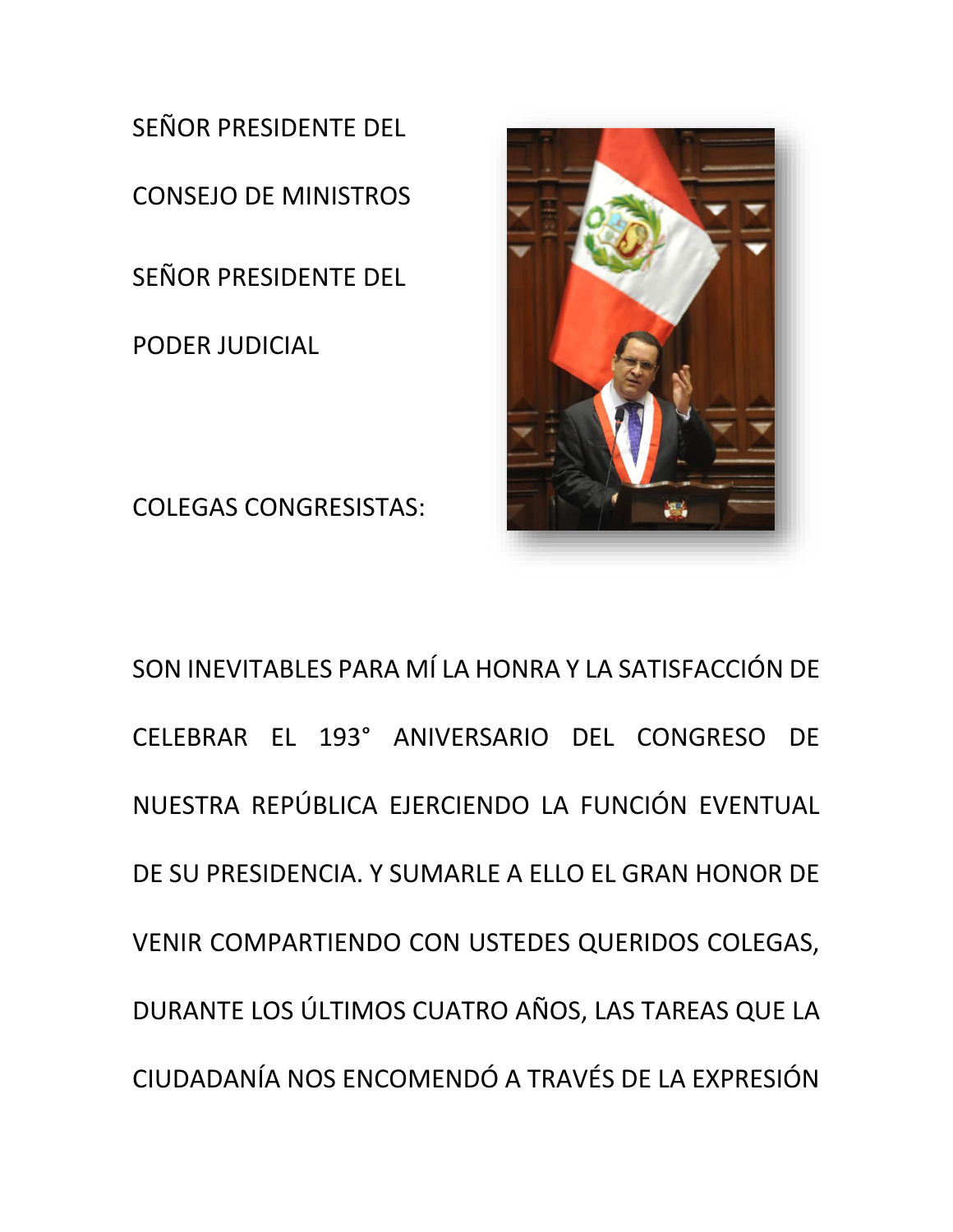SEÑOR PRESIDENTE DEL

CONSEJO DE MINISTROS

SEÑOR PRESIDENTE DEL

PODER JUDICIAL

COLEGAS CONGRESISTAS:

SON INEVITABLES PARA MÍ LA HONRA Y LA SATISFACCIÓN DE CELEBRAR EL 193° ANIVERSARIO DEL CONGRESO DE NUESTRA REPÚBLICA EJERCIENDO LA FUNCIÓN EVENTUAL DE SU PRESIDENCIA. Y SUMARLE A ELLO EL GRAN HONOR DE VENIR COMPARTIENDO CON USTEDES QUERIDOS COLEGAS, DURANTE LOS ÚLTIMOS CUATRO AÑOS, LAS TAREAS QUE LA CIUDADANÍA NOS ENCOMENDÓ A TRAVÉS DE LA EXPRESIÓN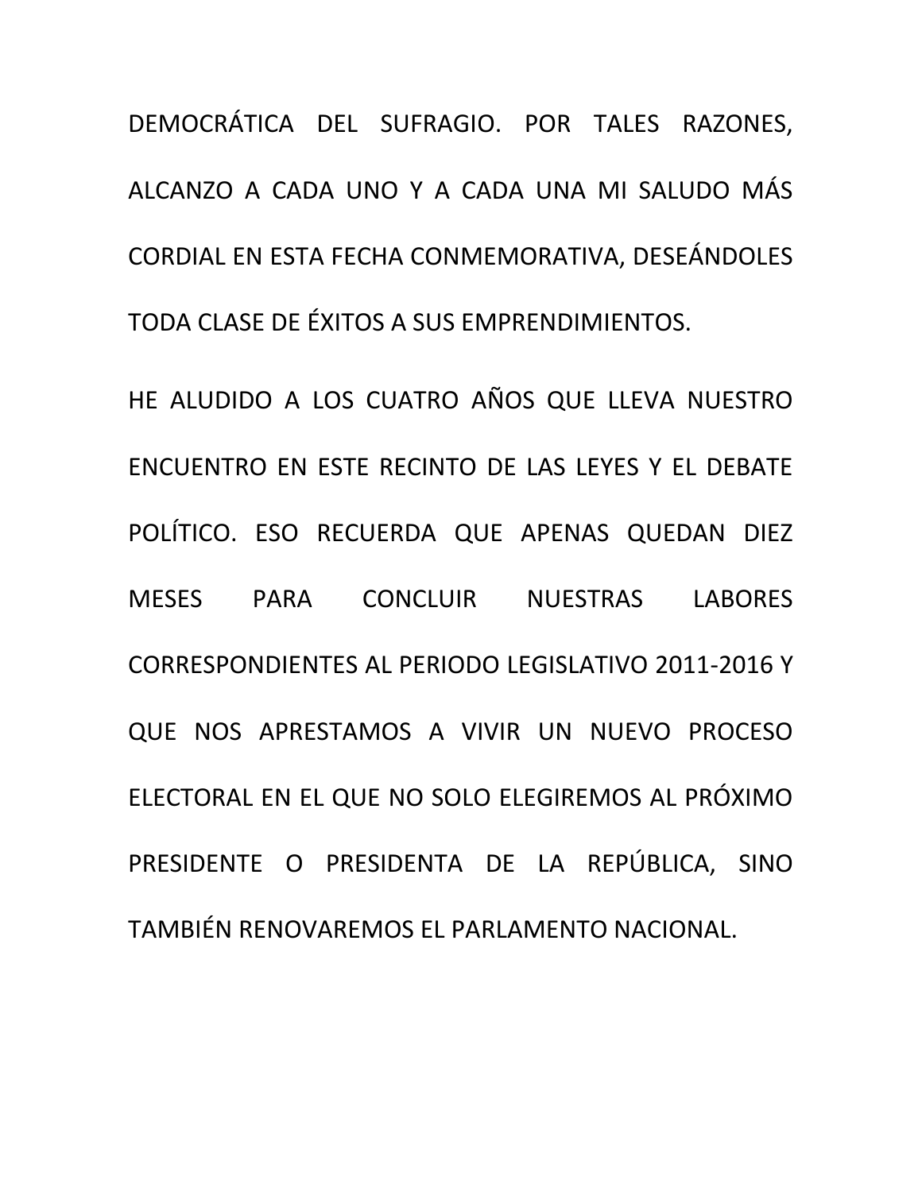DEMOCRÁTICA DEL SUFRAGIO. POR TALES RAZONES, ALCANZO A CADA UNO Y A CADA UNA MI SALUDO MÁS CORDIAL EN ESTA FECHA CONMEMORATIVA, DESEÁNDOLES TODA CLASE DE ÉXITOS A SUS EMPRENDIMIENTOS.

HE ALUDIDO A LOS CUATRO AÑOS QUE LLEVA NUESTRO ENCUENTRO EN ESTE RECINTO DE LAS LEYES Y EL DEBATE POLÍTICO. ESO RECUERDA QUE APENAS QUEDAN DIEZ MESES PARA CONCLUIR NUESTRAS LABORES CORRESPONDIENTES AL PERIODO LEGISLATIVO 2011-2016 Y QUE NOS APRESTAMOS A VIVIR UN NUEVO PROCESO ELECTORAL EN EL QUE NO SOLO ELEGIREMOS AL PRÓXIMO PRESIDENTE O PRESIDENTA DE LA REPÚBLICA, SINO TAMBIÉN RENOVAREMOS EL PARLAMENTO NACIONAL.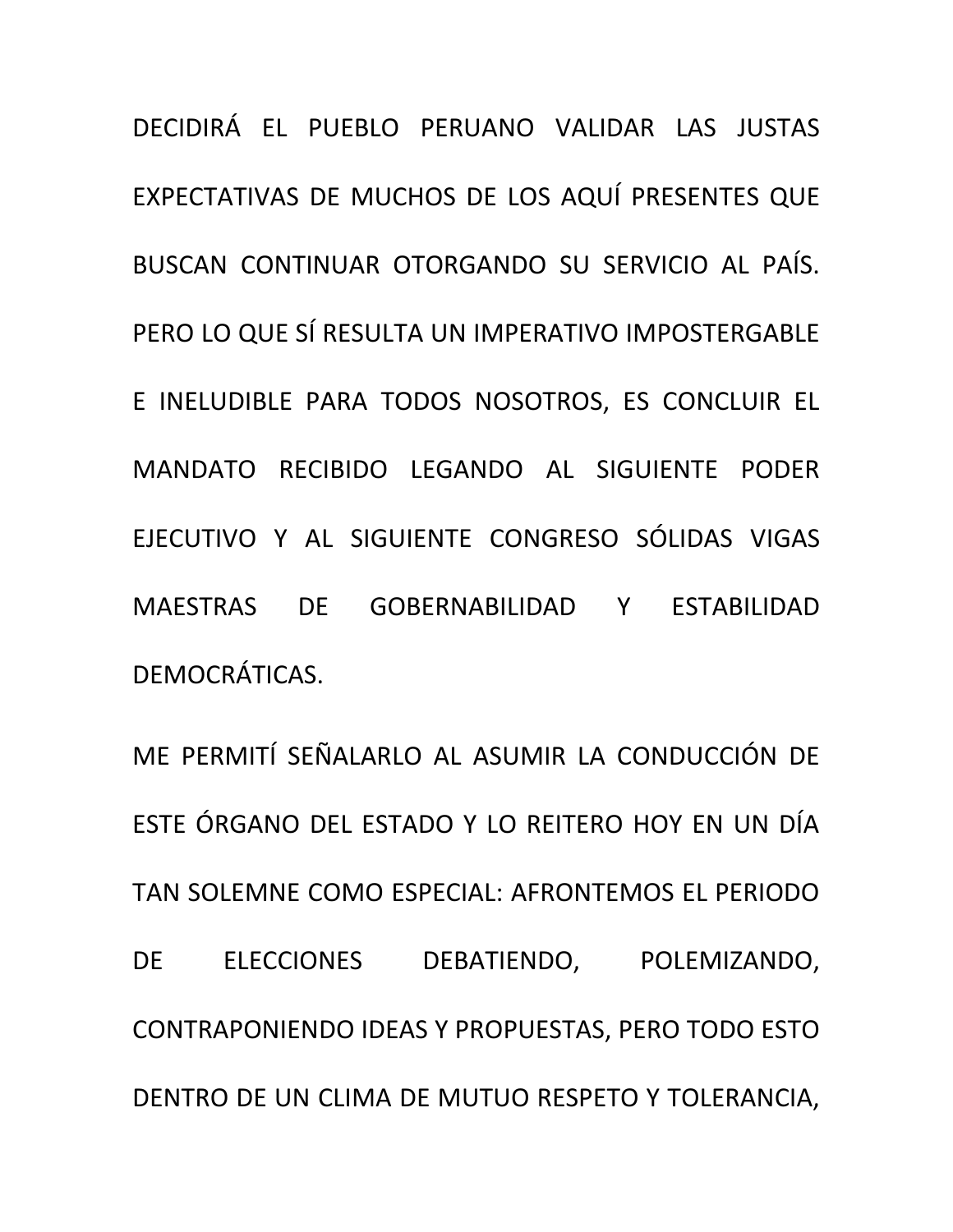DECIDIRÁ EL PUEBLO PERUANO VALIDAR LAS JUSTAS EXPECTATIVAS DE MUCHOS DE LOS AQUÍ PRESENTES QUE BUSCAN CONTINUAR OTORGANDO SU SERVICIO AL PAÍS. PERO LO QUE SÍ RESULTA UN IMPERATIVO IMPOSTERGABLE E INELUDIBLE PARA TODOS NOSOTROS, ES CONCLUIR EL MANDATO RECIBIDO LEGANDO AL SIGUIENTE PODER EJECUTIVO Y AL SIGUIENTE CONGRESO SÓLIDAS VIGAS MAESTRAS DE GOBERNABILIDAD Y ESTABILIDAD DEMOCRÁTICAS.

ME PERMITÍ SEÑALARLO AL ASUMIR LA CONDUCCIÓN DE ESTE ÓRGANO DEL ESTADO Y LO REITERO HOY EN UN DÍA TAN SOLEMNE COMO ESPECIAL: AFRONTEMOS EL PERIODO DE ELECCIONES DEBATIENDO, POLEMIZANDO, CONTRAPONIENDO IDEAS Y PROPUESTAS, PERO TODO ESTO DENTRO DE UN CLIMA DE MUTUO RESPETO Y TOLERANCIA,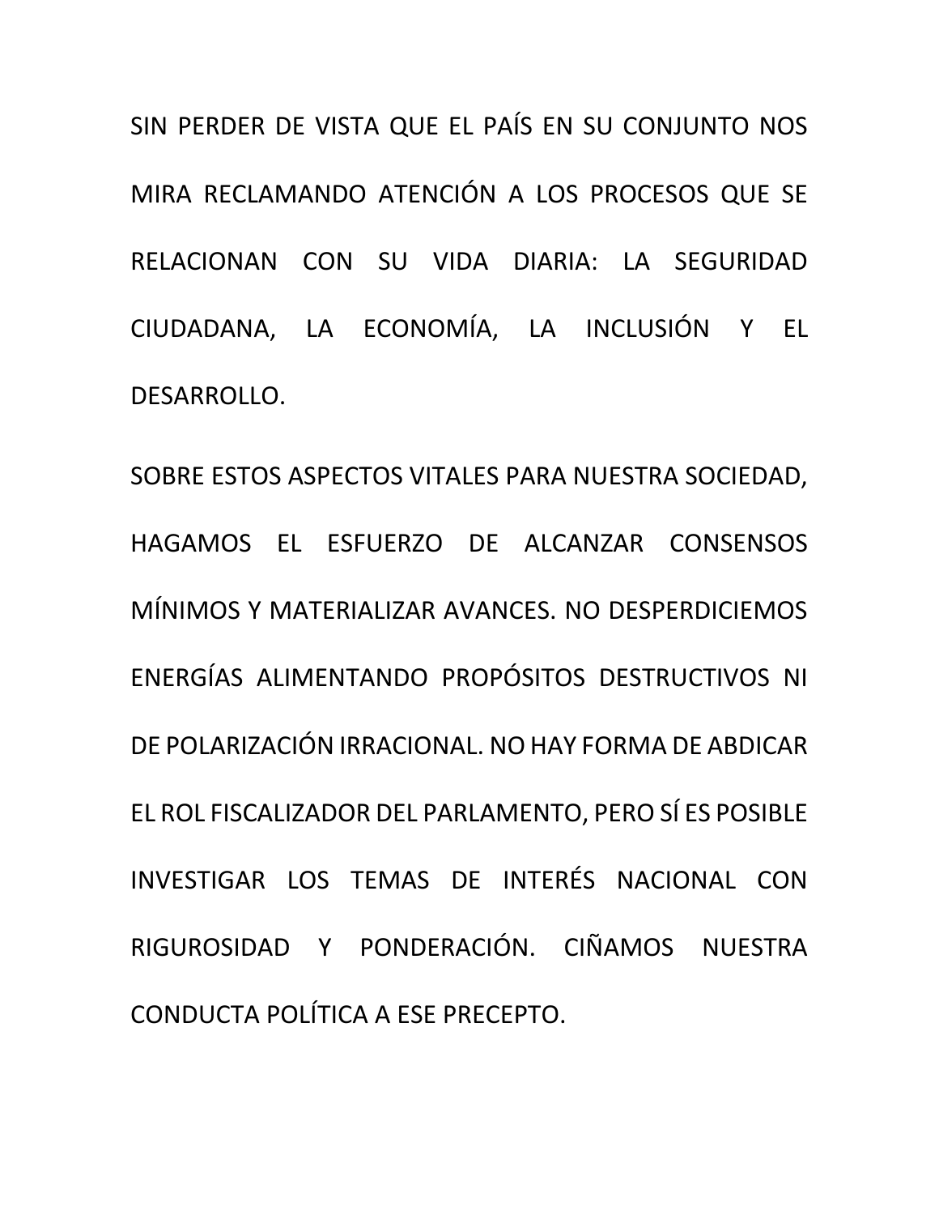SIN PERDER DE VISTA QUE EL PAÍS EN SU CONJUNTO NOS MIRA RECLAMANDO ATENCIÓN A LOS PROCESOS QUE SE RELACIONAN CON SU VIDA DIARIA: LA SEGURIDAD CIUDADANA, LA ECONOMÍA, LA INCLUSIÓN Y EL DESARROLLO.

SOBRE ESTOS ASPECTOS VITALES PARA NUESTRA SOCIEDAD, HAGAMOS EL ESFUERZO DE ALCANZAR CONSENSOS MÍNIMOS Y MATERIALIZAR AVANCES. NO DESPERDICIEMOS ENERGÍAS ALIMENTANDO PROPÓSITOS DESTRUCTIVOS NI DE POLARIZACIÓN IRRACIONAL. NO HAY FORMA DE ABDICAR EL ROL FISCALIZADOR DEL PARLAMENTO, PERO SÍ ES POSIBLE INVESTIGAR LOS TEMAS DE INTERÉS NACIONAL CON RIGUROSIDAD Y PONDERACIÓN. CIÑAMOS NUESTRA CONDUCTA POLÍTICA A ESE PRECEPTO.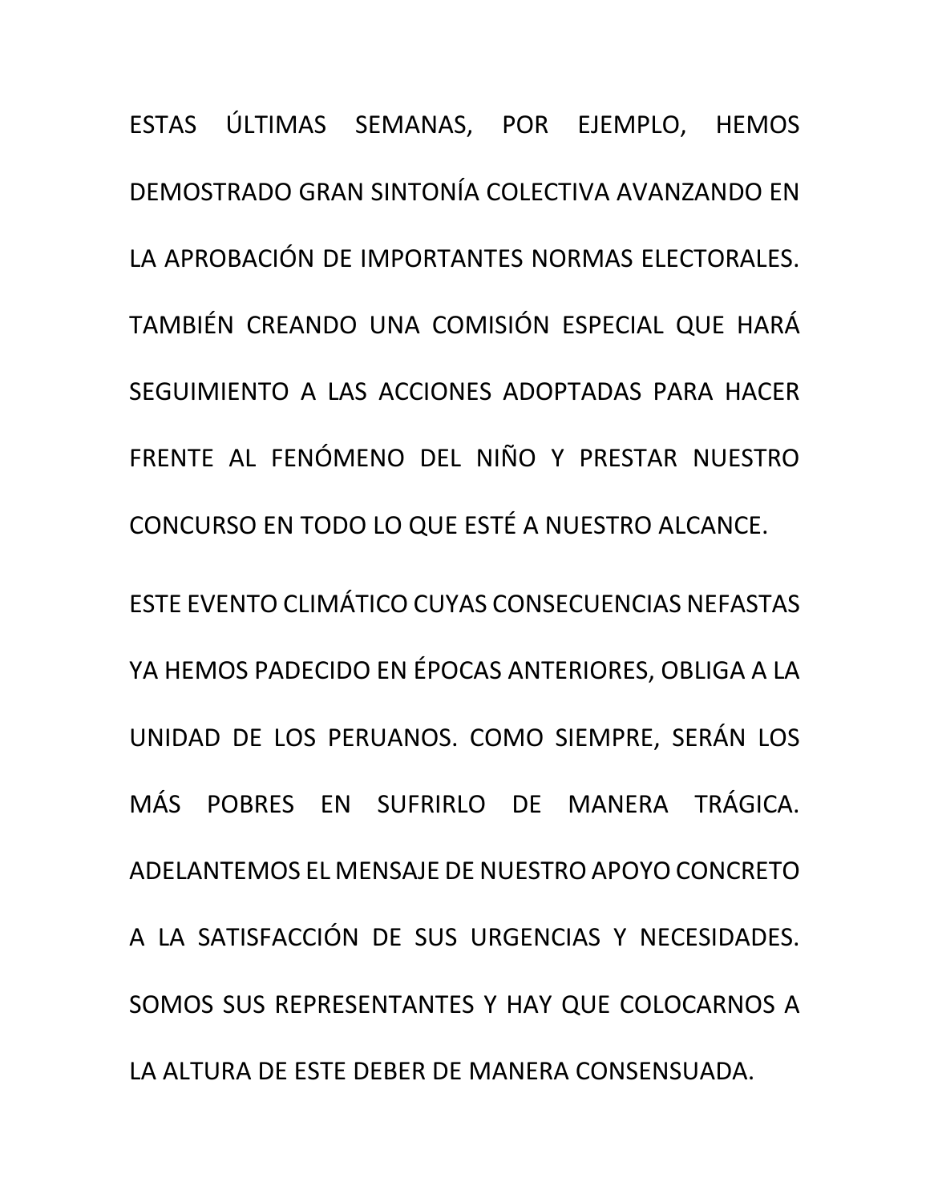ESTAS ÚLTIMAS SEMANAS, POR EJEMPLO, HEMOS DEMOSTRADO GRAN SINTONÍA COLECTIVA AVANZANDO EN LA APROBACIÓN DE IMPORTANTES NORMAS ELECTORALES. TAMBIÉN CREANDO UNA COMISIÓN ESPECIAL QUE HARÁ SEGUIMIENTO A LAS ACCIONES ADOPTADAS PARA HACER FRENTE AL FENÓMENO DEL NIÑO Y PRESTAR NUESTRO CONCURSO EN TODO LO QUE ESTÉ A NUESTRO ALCANCE.

ESTE EVENTO CLIMÁTICO CUYAS CONSECUENCIAS NEFASTAS YA HEMOS PADECIDO EN ÉPOCAS ANTERIORES, OBLIGA A LA UNIDAD DE LOS PERUANOS. COMO SIEMPRE, SERÁN LOS MÁS POBRES EN SUFRIRLO DE MANERA TRÁGICA. ADELANTEMOS EL MENSAJE DE NUESTRO APOYO CONCRETO A LA SATISFACCIÓN DE SUS URGENCIAS Y NECESIDADES. SOMOS SUS REPRESENTANTES Y HAY QUE COLOCARNOS A LA ALTURA DE ESTE DEBER DE MANERA CONSENSUADA.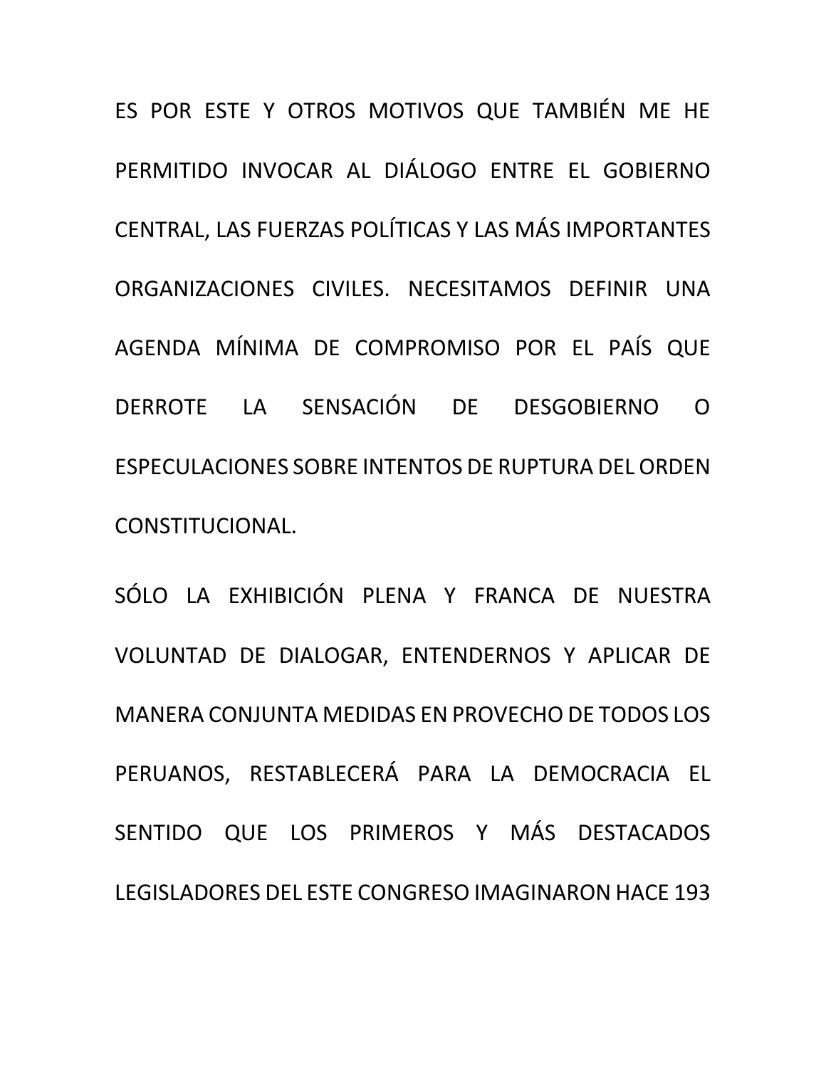ES POR ESTE Y OTROS MOTIVOS QUE TAMBIÉN ME HE PERMITIDO INVOCAR AL DIÁLOGO ENTRE EL GOBIERNO CENTRAL, LAS FUERZAS POLÍTICAS Y LAS MÁS IMPORTANTES ORGANIZACIONES CIVILES. NECESITAMOS DEFINIR UNA AGENDA MÍNIMA DE COMPROMISO POR EL PAÍS QUE DERROTE LA SENSACIÓN DE DESGOBIERNO O ESPECULACIONES SOBRE INTENTOS DE RUPTURA DEL ORDEN CONSTITUCIONAL.

SÓLO LA EXHIBICIÓN PLENA Y FRANCA DE NUESTRA VOLUNTAD DE DIALOGAR, ENTENDERNOS Y APLICAR DE MANERA CONJUNTA MEDIDAS EN PROVECHO DE TODOS LOS PERUANOS, RESTABLECERÁ PARA LA DEMOCRACIA EL SENTIDO QUE LOS PRIMEROS Y MÁS DESTACADOS LEGISLADORES DEL ESTE CONGRESO IMAGINARON HACE 193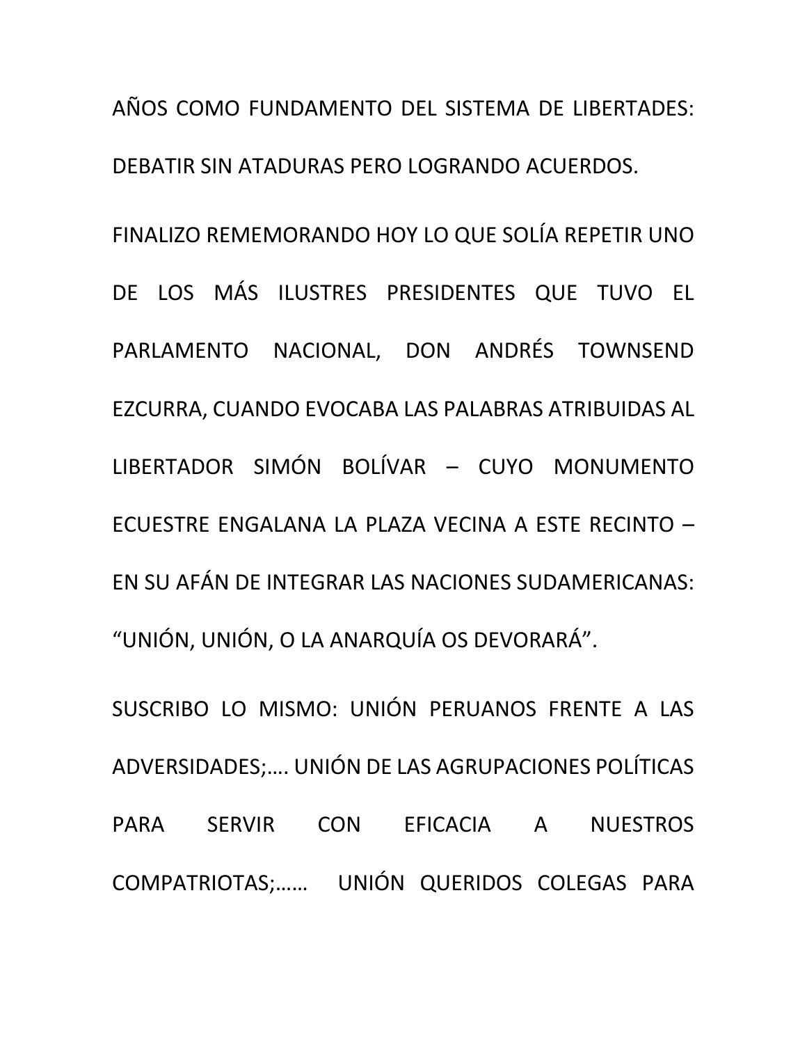AÑOS COMO FUNDAMENTO DEL SISTEMA DE LIBERTADES: DEBATIR SIN ATADURAS PERO LOGRANDO ACUERDOS.

FINALIZO REMEMORANDO HOY LO QUE SOLÍA REPETIR UNO DE LOS MÁS ILUSTRES PRESIDENTES QUE TUVO EL PARLAMENTO NACIONAL, DON ANDRÉS TOWNSEND EZCURRA, CUANDO EVOCABA LAS PALABRAS ATRIBUIDAS AL LIBERTADOR SIMÓN BOLÍVAR – CUYO MONUMENTO ECUESTRE ENGALANA LA PLAZA VECINA A ESTE RECINTO – EN SU AFÁN DE INTEGRAR LAS NACIONES SUDAMERICANAS: “UNIÓN, UNIÓN, O LA ANARQUÍA OS DEVORARÁ”.

SUSCRIBO LO MISMO: UNIÓN PERUANOS FRENTE A LAS ADVERSIDADES;…. UNIÓN DE LAS AGRUPACIONES POLÍTICAS PARA SERVIR CON EFICACIA A NUESTROS COMPATRIOTAS;…… UNIÓN QUERIDOS COLEGAS PARA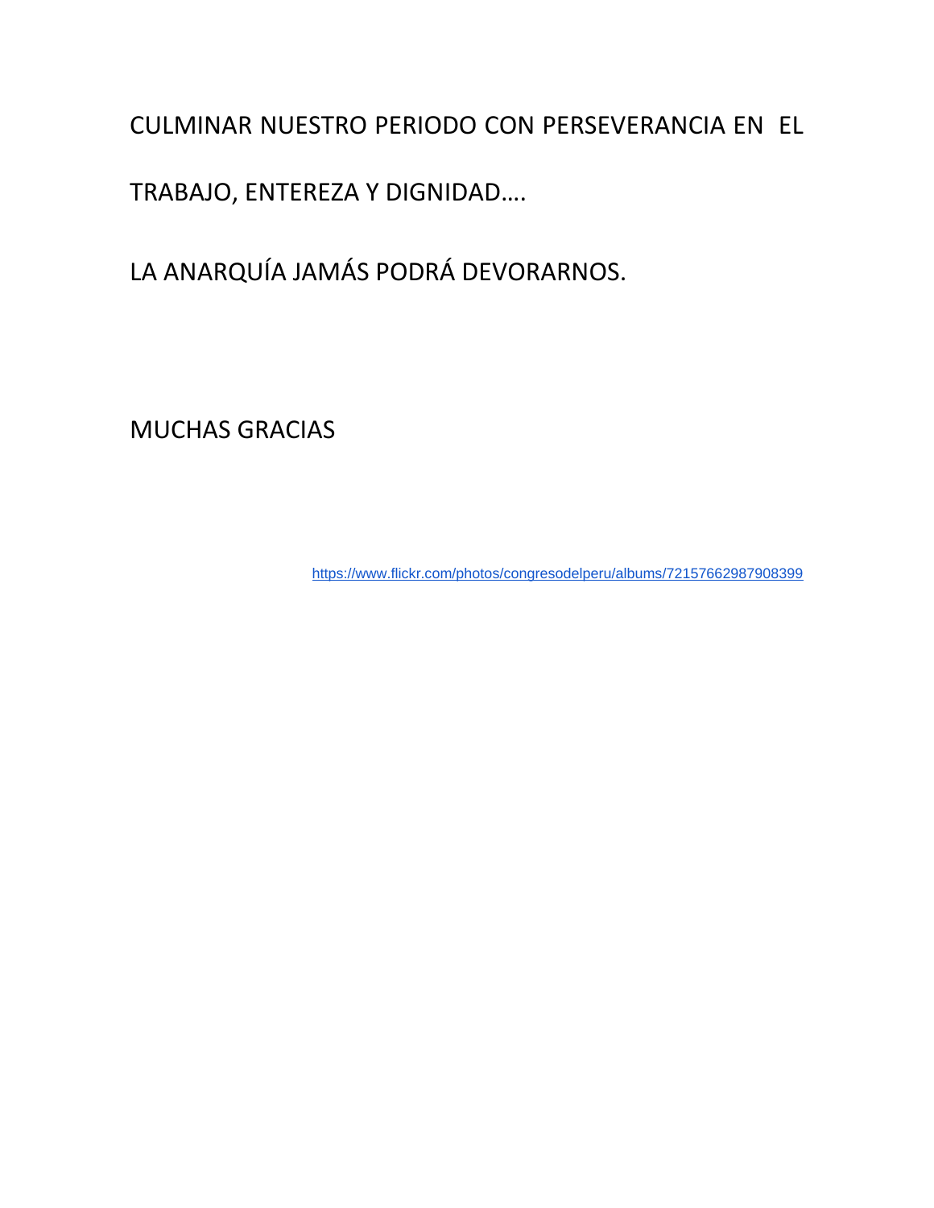CULMINAR NUESTRO PERIODO CON PERSEVERANCIA EN EL TRABAJO, ENTEREZA Y DIGNIDAD….

LA ANARQUÍA JAMÁS PODRÁ DEVORARNOS.

MUCHAS GRACIAS

https://www.flickr.com/photos/congresodelperu/albums/72157662987908399